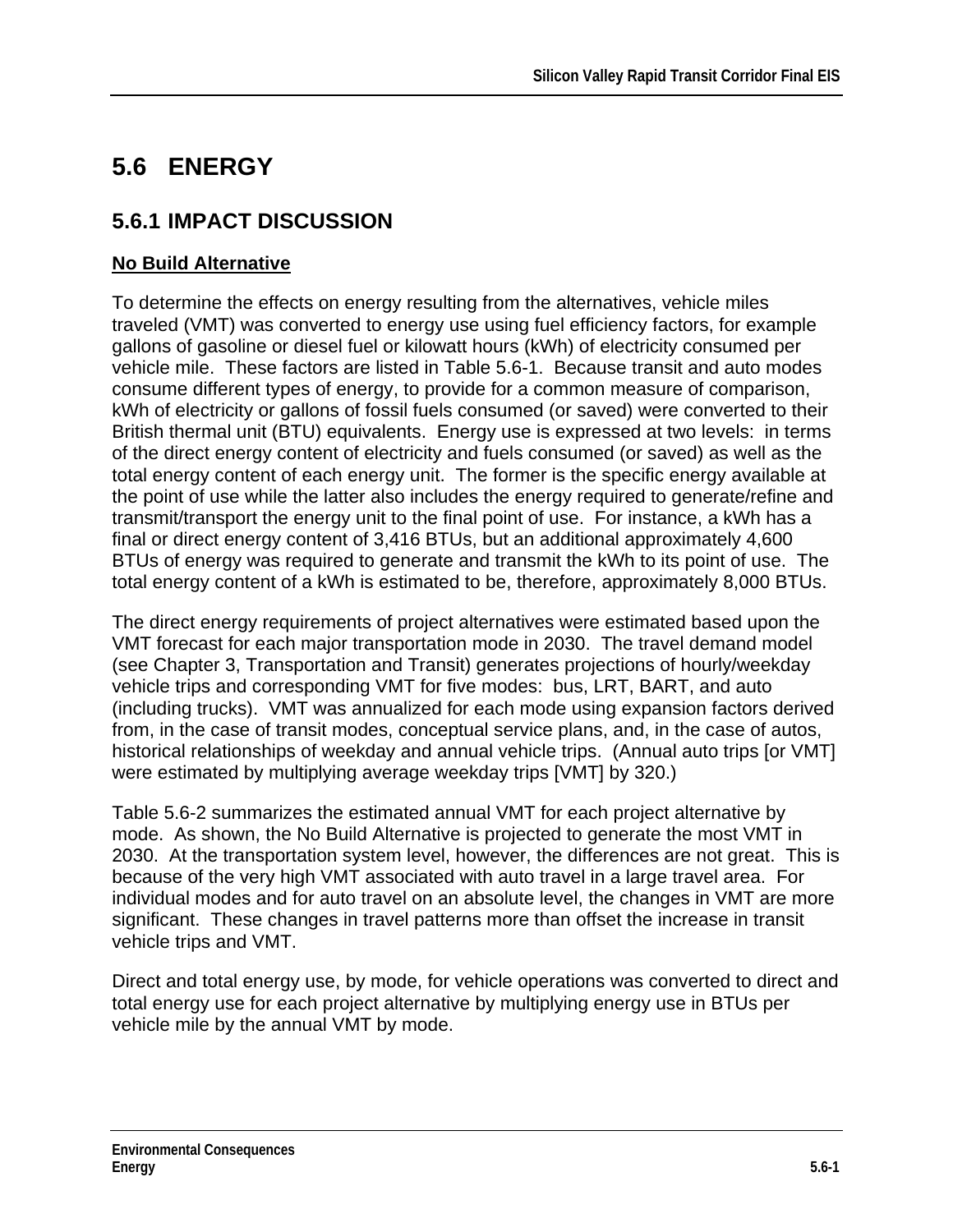# 5.6 ENERGY

## 5.6.1 IMPACT DISCUSSION

**No Build Alternative**

To determine the effects on energy resulting from the alternatives, vehicle miles traveled (VMT) was converted to energy use using fuel efficiency factors, for example gallons of gasoline or diesel fuel or kilowatt hours (kWh) of electricity consumed per vehicle mile. These factors are listed in Table 5.6-1. Because transit and auto modes consume different types of energy, to provide for a common measure of comparison, kWh of electricity or gallons of fossil fuels consumed (or saved) were converted to their British thermal unit (BTU) equivalents. Energy use is expressed at two levels: in terms of the direct energy content of electricity and fuels consumed (or saved) as well as the total energy content of each energy unit. The former is the specific energy available at the point of use while the latter also includes the energy required to generate/refine and transmit/transport the energy unit to the final point of use. For instance, a kWh has a final or direct energy content of 3,416 BTUs, but an additional approximately 4,600 BTUs of energy was required to generate and transmit the kWh to its point of use. The total energy content of a kWh is estimated to be, therefore, approximately 8,000 BTUs.

The direct energy requirements of project alternatives were estimated based upon the VMT forecast for each major transportation mode in 2030. The travel demand model (see Chapter 3, Transportation and Transit) generates projections of hourly/weekday vehicle trips and corresponding VMT for five modes: bus, LRT, BART, and auto (including trucks). VMT was annualized for each mode using expansion factors derived from, in the case of transit modes, conceptual service plans, and, in the case of autos, historical relationships of weekday and annual vehicle trips. (Annual auto trips [or VMT] were estimated by multiplying average weekday trips [VMT] by 320.)

Table 5.6-2 summarizes the estimated annual VMT for each project alternative by mode. As shown, the No Build Alternative is projected to generate the most VMT in 2030. At the transportation system level, however, the differences are not great. This is because of the very high VMT associated with auto travel in a large travel area. For individual modes and for auto travel on an absolute level, the changes in VMT are more significant. These changes in travel patterns more than offset the increase in transit vehicle trips and VMT.

Direct and total energy use, by mode, for vehicle operations was converted to direct and total energy use for each project alternative by multiplying energy use in BTUs per vehicle mile by the annual VMT by mode.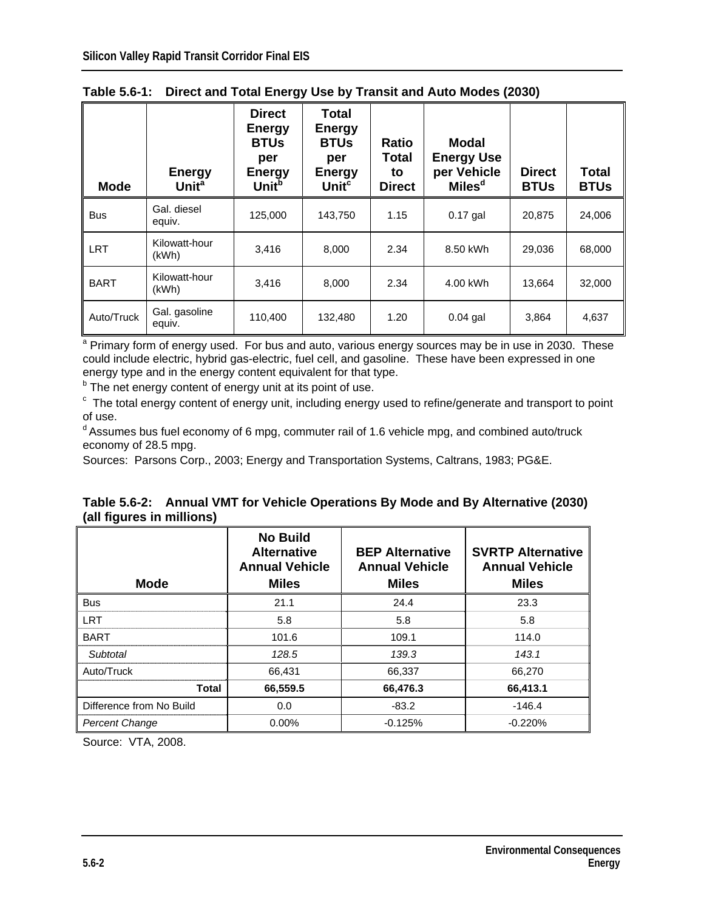**Table 5.6-1: Direct and Total Energy Use by Transit and Auto Modes (2030)**

| Mode | Energy Unit[a] | Direct Energy BTUs per Energy Unit[b] | Total Energy BTUs per Energy Unit[c] | Ratio Total to Direct | Modal Energy Use per Vehicle Miles[d] | Direct BTUs | Total BTUs |
|---|---|---|---|---|---|---|---|
| Bus | Gal. diesel equiv. | 125,000 | 143,750 | 1.15 | 0.17 gal | 20,875 | 24,006 |
| LRT | Kilowatt-hour (kWh) | 3,416 | 8,000 | 2.34 | 8.50 kWh | 29,036 | 68,000 |
| BART | Kilowatt-hour (kWh) | 3,416 | 8,000 | 2.34 | 4.00 kWh | 13,664 | 32,000 |
| Auto/Truck | Gal. gasoline equiv. | 110,400 | 132,480 | 1.20 | 0.04 gal | 3,864 | 4,637 |

[a] Primary form of energy used. For bus and auto, various energy sources may be in use in 2030. These could include electric, hybrid gas-electric, fuel cell, and gasoline. These have been expressed in one energy type and in the energy content equivalent for that type.

[b] The net energy content of energy unit at its point of use.

[c] The total energy content of energy unit, including energy used to refine/generate and transport to point of use.

[d] Assumes bus fuel economy of 6 mpg, commuter rail of 1.6 vehicle mpg, and combined auto/truck economy of 28.5 mpg.

Sources: Parsons Corp., 2003; Energy and Transportation Systems, Caltrans, 1983; PG&E.

**Table 5.6-2: Annual VMT for Vehicle Operations By Mode and By Alternative (2030) (all figures in millions)**

| Mode | No Build Alternative Annual Vehicle Miles | BEP Alternative Annual Vehicle Miles | SVRTP Alternative Annual Vehicle Miles |
|---|---|---|---|
| Bus | 21.1 | 24.4 | 23.3 |
| LRT | 5.8 | 5.8 | 5.8 |
| BART | 101.6 | 109.1 | 114.0 |
| *Subtotal* | *128.5* | *139.3* | *143.1* |
| Auto/Truck | 66,431 | 66,337 | 66,270 |
| **Total** | **66,559.5** | **66,476.3** | **66,413.1** |
| Difference from No Build | 0.0 | -83.2 | -146.4 |
| *Percent Change* | 0.00% | -0.125% | -0.220% |

Source: VTA, 2008.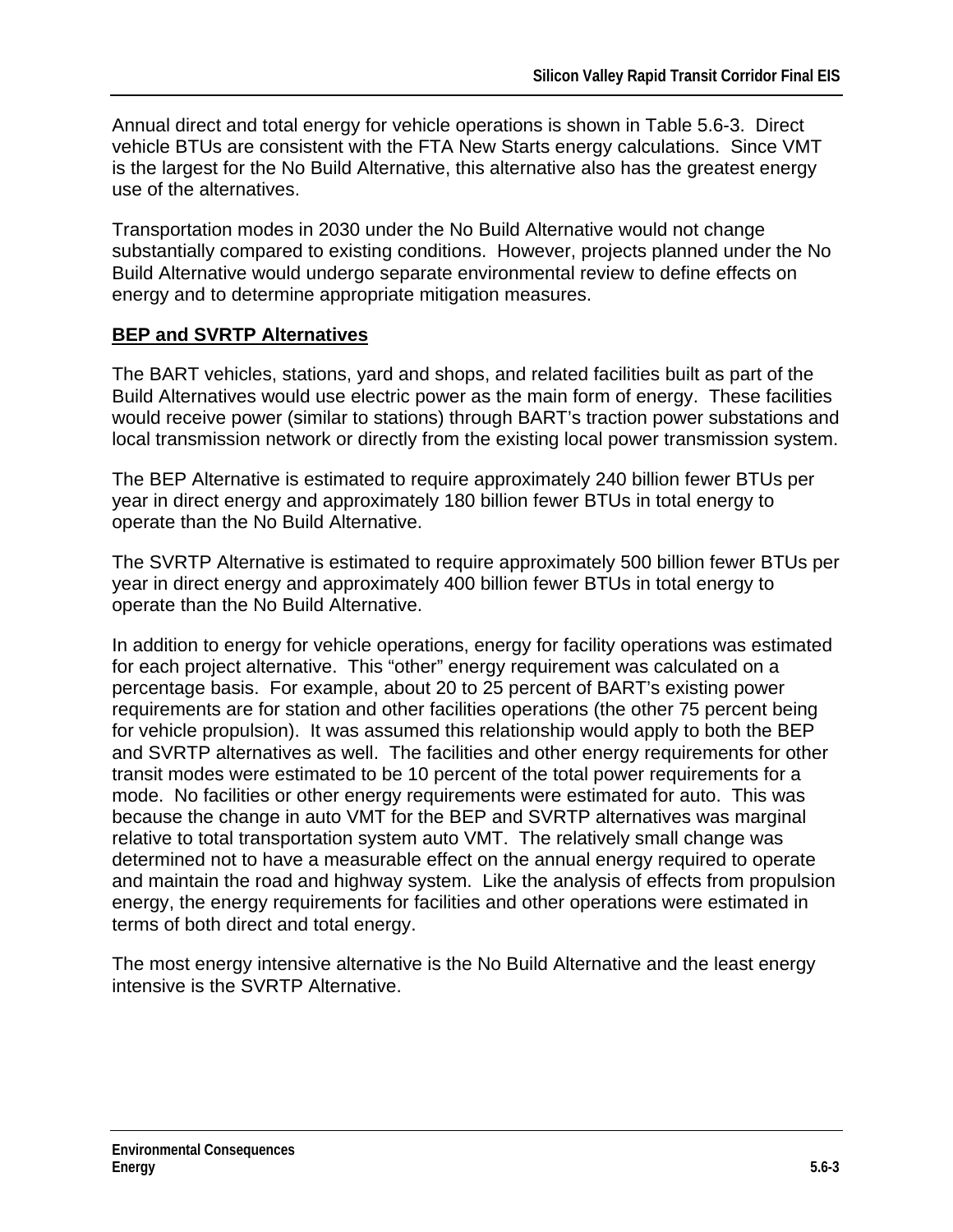Annual direct and total energy for vehicle operations is shown in Table 5.6-3. Direct vehicle BTUs are consistent with the FTA New Starts energy calculations. Since VMT is the largest for the No Build Alternative, this alternative also has the greatest energy use of the alternatives.

Transportation modes in 2030 under the No Build Alternative would not change substantially compared to existing conditions. However, projects planned under the No Build Alternative would undergo separate environmental review to define effects on energy and to determine appropriate mitigation measures.

**BEP and SVRTP Alternatives**

The BART vehicles, stations, yard and shops, and related facilities built as part of the Build Alternatives would use electric power as the main form of energy. These facilities would receive power (similar to stations) through BART's traction power substations and local transmission network or directly from the existing local power transmission system.

The BEP Alternative is estimated to require approximately 240 billion fewer BTUs per year in direct energy and approximately 180 billion fewer BTUs in total energy to operate than the No Build Alternative.

The SVRTP Alternative is estimated to require approximately 500 billion fewer BTUs per year in direct energy and approximately 400 billion fewer BTUs in total energy to operate than the No Build Alternative.

In addition to energy for vehicle operations, energy for facility operations was estimated for each project alternative. This "other" energy requirement was calculated on a percentage basis. For example, about 20 to 25 percent of BART's existing power requirements are for station and other facilities operations (the other 75 percent being for vehicle propulsion). It was assumed this relationship would apply to both the BEP and SVRTP alternatives as well. The facilities and other energy requirements for other transit modes were estimated to be 10 percent of the total power requirements for a mode. No facilities or other energy requirements were estimated for auto. This was because the change in auto VMT for the BEP and SVRTP alternatives was marginal relative to total transportation system auto VMT. The relatively small change was determined not to have a measurable effect on the annual energy required to operate and maintain the road and highway system. Like the analysis of effects from propulsion energy, the energy requirements for facilities and other operations were estimated in terms of both direct and total energy.

The most energy intensive alternative is the No Build Alternative and the least energy intensive is the SVRTP Alternative.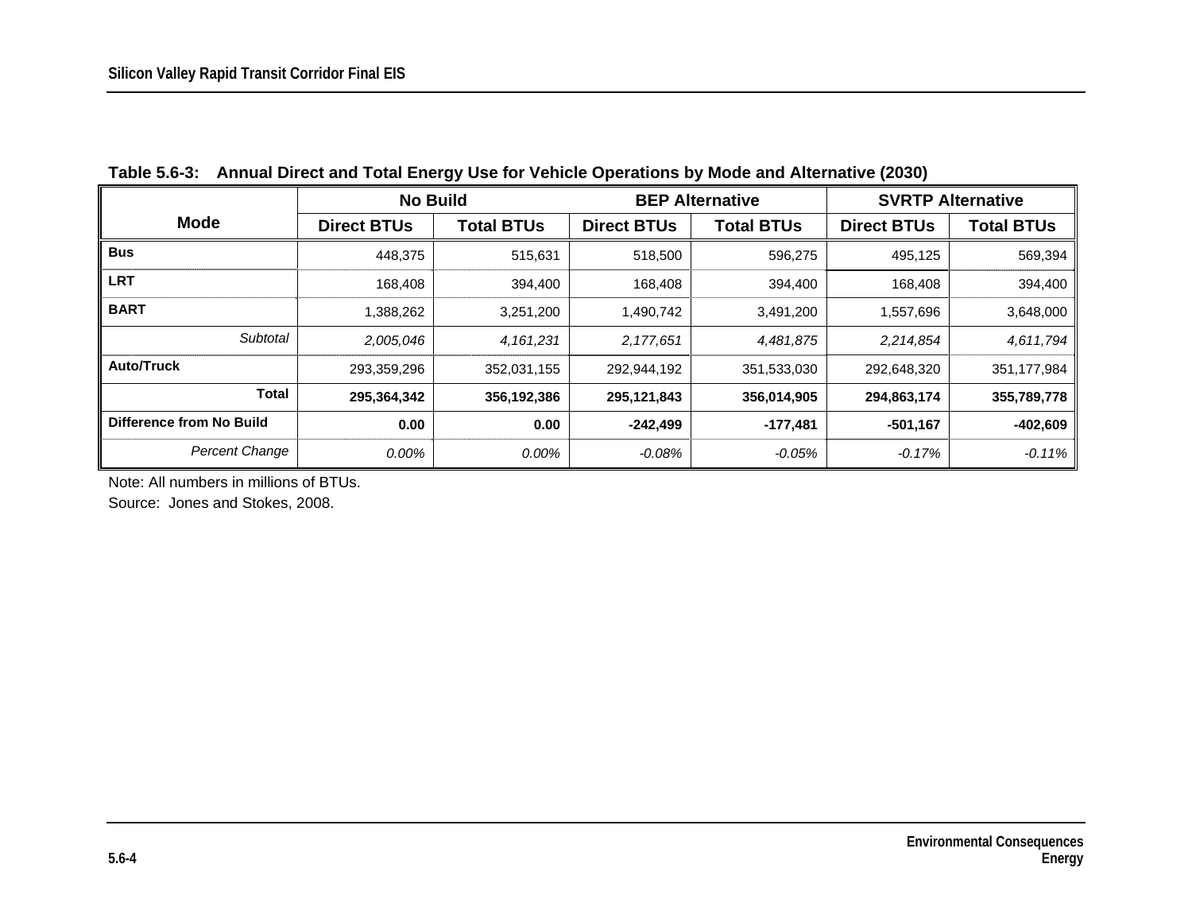**Table 5.6-3: Annual Direct and Total Energy Use for Vehicle Operations by Mode and Alternative (2030)**

| Mode | No Build | | BEP Alternative | | SVRTP Alternative | |
|---|---|---|---|---|---|---|
| | Direct BTUs | Total BTUs | Direct BTUs | Total BTUs | Direct BTUs | Total BTUs |
| **Bus** | 448,375 | 515,631 | 518,500 | 596,275 | 495,125 | 569,394 |
| **LRT** | 168,408 | 394,400 | 168,408 | 394,400 | 168,408 | 394,400 |
| **BART** | 1,388,262 | 3,251,200 | 1,490,742 | 3,491,200 | 1,557,696 | 3,648,000 |
| *Subtotal* | *2,005,046* | *4,161,231* | *2,177,651* | *4,481,875* | *2,214,854* | *4,611,794* |
| **Auto/Truck** | 293,359,296 | 352,031,155 | 292,944,192 | 351,533,030 | 292,648,320 | 351,177,984 |
| **Total** | **295,364,342** | **356,192,386** | **295,121,843** | **356,014,905** | **294,863,174** | **355,789,778** |
| **Difference from No Build** | **0.00** | **0.00** | **-242,499** | **-177,481** | **-501,167** | **-402,609** |
| *Percent Change* | *0.00%* | *0.00%* | *-0.08%* | *-0.05%* | *-0.17%* | *-0.11%* |

Note: All numbers in millions of BTUs.

Source: Jones and Stokes, 2008.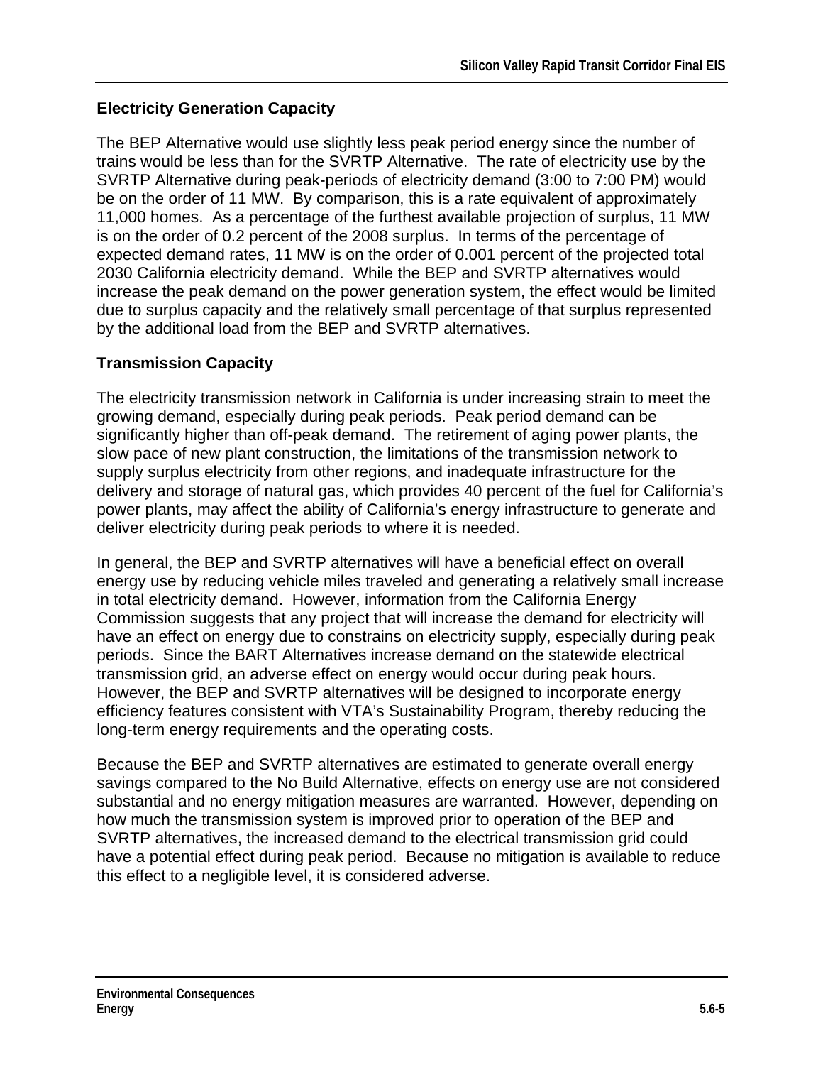### Electricity Generation Capacity

The BEP Alternative would use slightly less peak period energy since the number of trains would be less than for the SVRTP Alternative. The rate of electricity use by the SVRTP Alternative during peak-periods of electricity demand (3:00 to 7:00 PM) would be on the order of 11 MW. By comparison, this is a rate equivalent of approximately 11,000 homes. As a percentage of the furthest available projection of surplus, 11 MW is on the order of 0.2 percent of the 2008 surplus. In terms of the percentage of expected demand rates, 11 MW is on the order of 0.001 percent of the projected total 2030 California electricity demand. While the BEP and SVRTP alternatives would increase the peak demand on the power generation system, the effect would be limited due to surplus capacity and the relatively small percentage of that surplus represented by the additional load from the BEP and SVRTP alternatives.

### Transmission Capacity

The electricity transmission network in California is under increasing strain to meet the growing demand, especially during peak periods. Peak period demand can be significantly higher than off-peak demand. The retirement of aging power plants, the slow pace of new plant construction, the limitations of the transmission network to supply surplus electricity from other regions, and inadequate infrastructure for the delivery and storage of natural gas, which provides 40 percent of the fuel for California's power plants, may affect the ability of California's energy infrastructure to generate and deliver electricity during peak periods to where it is needed.

In general, the BEP and SVRTP alternatives will have a beneficial effect on overall energy use by reducing vehicle miles traveled and generating a relatively small increase in total electricity demand. However, information from the California Energy Commission suggests that any project that will increase the demand for electricity will have an effect on energy due to constrains on electricity supply, especially during peak periods. Since the BART Alternatives increase demand on the statewide electrical transmission grid, an adverse effect on energy would occur during peak hours. However, the BEP and SVRTP alternatives will be designed to incorporate energy efficiency features consistent with VTA's Sustainability Program, thereby reducing the long-term energy requirements and the operating costs.

Because the BEP and SVRTP alternatives are estimated to generate overall energy savings compared to the No Build Alternative, effects on energy use are not considered substantial and no energy mitigation measures are warranted. However, depending on how much the transmission system is improved prior to operation of the BEP and SVRTP alternatives, the increased demand to the electrical transmission grid could have a potential effect during peak period. Because no mitigation is available to reduce this effect to a negligible level, it is considered adverse.